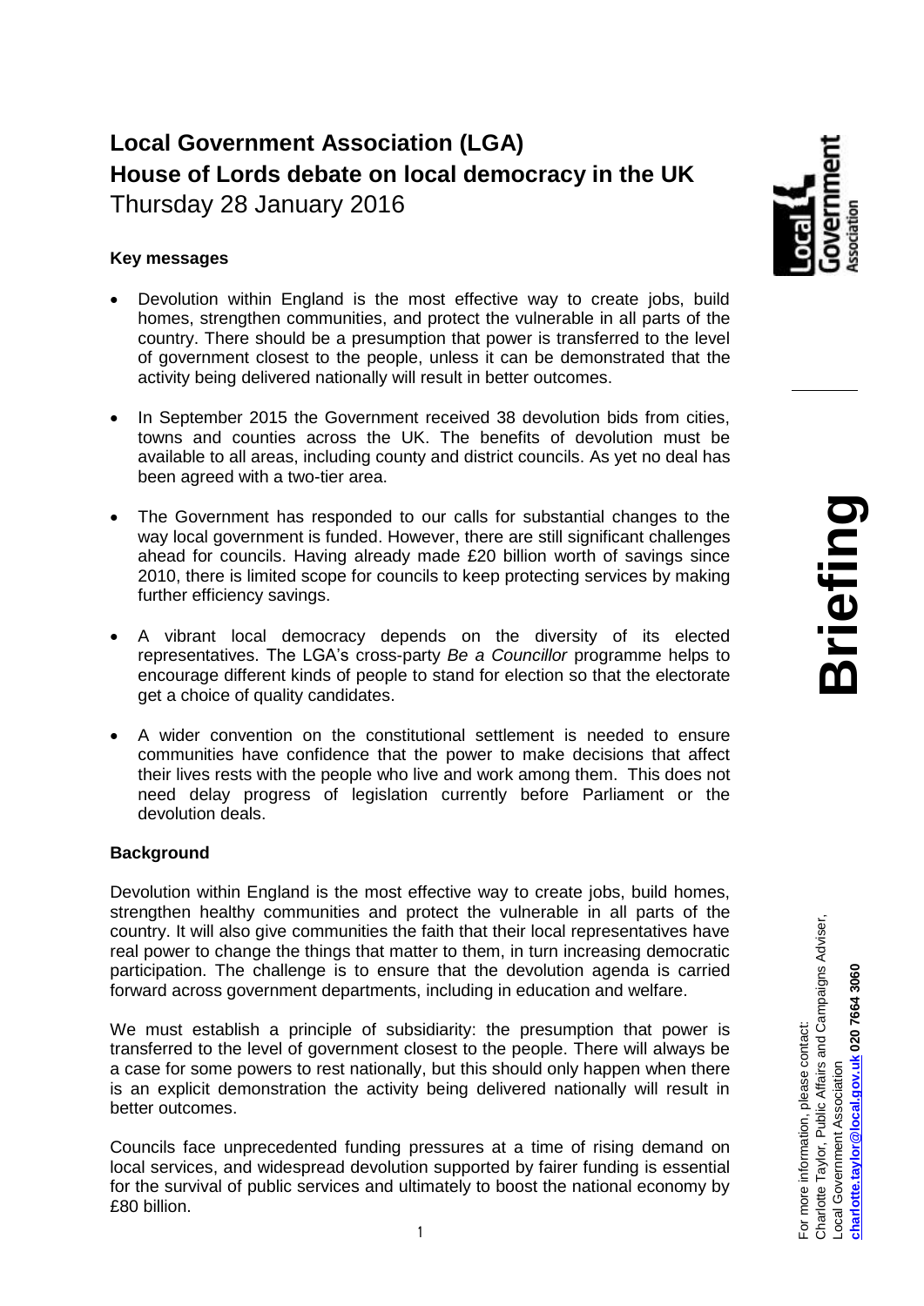# Local Government Association (LGA)
# House of Lords debate on local democracy in the UK

Thursday 28 January 2016

**Key messages**

- Devolution within England is the most effective way to create jobs, build homes, strengthen communities, and protect the vulnerable in all parts of the country. There should be a presumption that power is transferred to the level of government closest to the people, unless it can be demonstrated that the activity being delivered nationally will result in better outcomes.

- In September 2015 the Government received 38 devolution bids from cities, towns and counties across the UK. The benefits of devolution must be available to all areas, including county and district councils. As yet no deal has been agreed with a two-tier area.

- The Government has responded to our calls for substantial changes to the way local government is funded. However, there are still significant challenges ahead for councils. Having already made £20 billion worth of savings since 2010, there is limited scope for councils to keep protecting services by making further efficiency savings.

- A vibrant local democracy depends on the diversity of its elected representatives. The LGA's cross-party *Be a Councillor* programme helps to encourage different kinds of people to stand for election so that the electorate get a choice of quality candidates.

- A wider convention on the constitutional settlement is needed to ensure communities have confidence that the power to make decisions that affect their lives rests with the people who live and work among them. This does not need delay progress of legislation currently before Parliament or the devolution deals.

**Background**

Devolution within England is the most effective way to create jobs, build homes, strengthen healthy communities and protect the vulnerable in all parts of the country. It will also give communities the faith that their local representatives have real power to change the things that matter to them, in turn increasing democratic participation. The challenge is to ensure that the devolution agenda is carried forward across government departments, including in education and welfare.

We must establish a principle of subsidiarity: the presumption that power is transferred to the level of government closest to the people. There will always be a case for some powers to rest nationally, but this should only happen when there is an explicit demonstration the activity being delivered nationally will result in better outcomes.

Councils face unprecedented funding pressures at a time of rising demand on local services, and widespread devolution supported by fairer funding is essential for the survival of public services and ultimately to boost the national economy by £80 billion.

**Briefing**

For more information, please contact:
Charlotte Taylor, Public Affairs and Campaigns Adviser,
Local Government Association
**charlotte.taylor@local.gov.uk 020 7664 3060**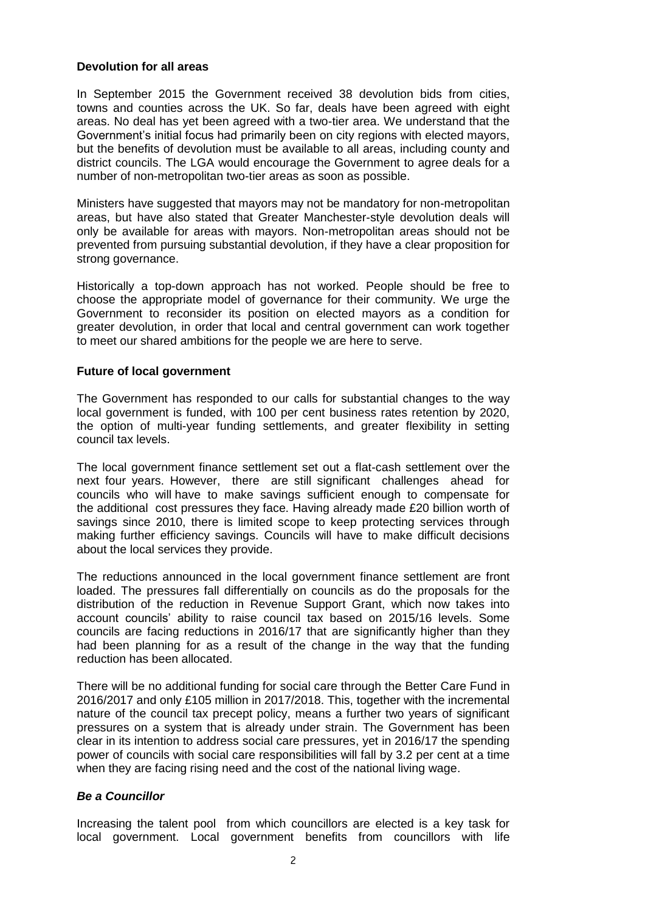**Devolution for all areas**

In September 2015 the Government received 38 devolution bids from cities, towns and counties across the UK. So far, deals have been agreed with eight areas. No deal has yet been agreed with a two-tier area. We understand that the Government's initial focus had primarily been on city regions with elected mayors, but the benefits of devolution must be available to all areas, including county and district councils. The LGA would encourage the Government to agree deals for a number of non-metropolitan two-tier areas as soon as possible.

Ministers have suggested that mayors may not be mandatory for non-metropolitan areas, but have also stated that Greater Manchester-style devolution deals will only be available for areas with mayors. Non-metropolitan areas should not be prevented from pursuing substantial devolution, if they have a clear proposition for strong governance.

Historically a top-down approach has not worked. People should be free to choose the appropriate model of governance for their community. We urge the Government to reconsider its position on elected mayors as a condition for greater devolution, in order that local and central government can work together to meet our shared ambitions for the people we are here to serve.

**Future of local government**

The Government has responded to our calls for substantial changes to the way local government is funded, with 100 per cent business rates retention by 2020, the option of multi-year funding settlements, and greater flexibility in setting council tax levels.

The local government finance settlement set out a flat-cash settlement over the next four years. However, there are still significant challenges ahead for councils who will have to make savings sufficient enough to compensate for the additional cost pressures they face. Having already made £20 billion worth of savings since 2010, there is limited scope to keep protecting services through making further efficiency savings. Councils will have to make difficult decisions about the local services they provide.

The reductions announced in the local government finance settlement are front loaded. The pressures fall differentially on councils as do the proposals for the distribution of the reduction in Revenue Support Grant, which now takes into account councils' ability to raise council tax based on 2015/16 levels. Some councils are facing reductions in 2016/17 that are significantly higher than they had been planning for as a result of the change in the way that the funding reduction has been allocated.

There will be no additional funding for social care through the Better Care Fund in 2016/2017 and only £105 million in 2017/2018. This, together with the incremental nature of the council tax precept policy, means a further two years of significant pressures on a system that is already under strain. The Government has been clear in its intention to address social care pressures, yet in 2016/17 the spending power of councils with social care responsibilities will fall by 3.2 per cent at a time when they are facing rising need and the cost of the national living wage.

***Be a Councillor***

Increasing the talent pool from which councillors are elected is a key task for local government. Local government benefits from councillors with life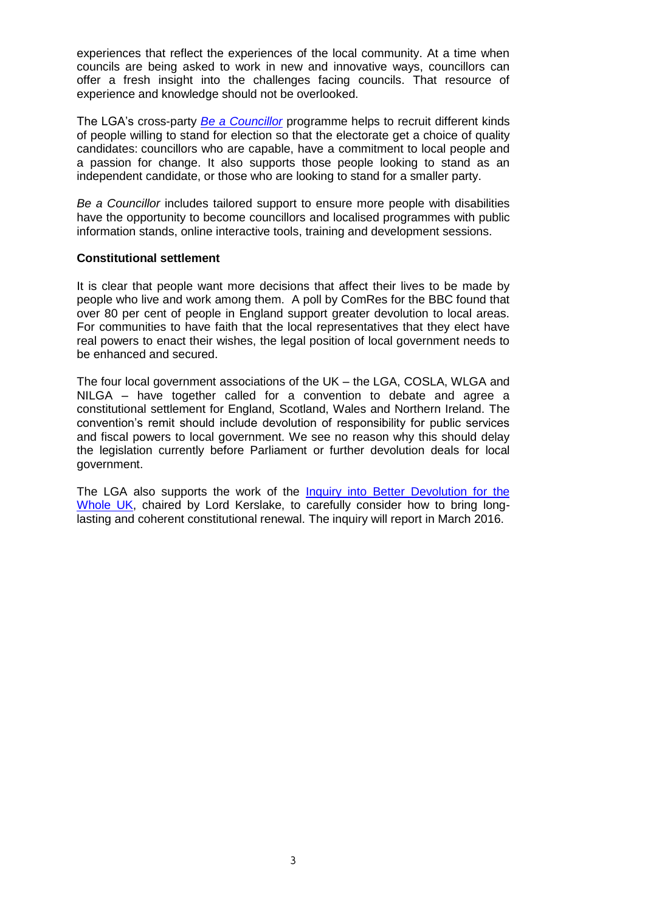experiences that reflect the experiences of the local community. At a time when councils are being asked to work in new and innovative ways, councillors can offer a fresh insight into the challenges facing councils. That resource of experience and knowledge should not be overlooked.

The LGA's cross-party [*Be a Councillor*]() programme helps to recruit different kinds of people willing to stand for election so that the electorate get a choice of quality candidates: councillors who are capable, have a commitment to local people and a passion for change. It also supports those people looking to stand as an independent candidate, or those who are looking to stand for a smaller party.

*Be a Councillor* includes tailored support to ensure more people with disabilities have the opportunity to become councillors and localised programmes with public information stands, online interactive tools, training and development sessions.

**Constitutional settlement**

It is clear that people want more decisions that affect their lives to be made by people who live and work among them. A poll by ComRes for the BBC found that over 80 per cent of people in England support greater devolution to local areas. For communities to have faith that the local representatives that they elect have real powers to enact their wishes, the legal position of local government needs to be enhanced and secured.

The four local government associations of the UK – the LGA, COSLA, WLGA and NILGA – have together called for a convention to debate and agree a constitutional settlement for England, Scotland, Wales and Northern Ireland. The convention's remit should include devolution of responsibility for public services and fiscal powers to local government. We see no reason why this should delay the legislation currently before Parliament or further devolution deals for local government.

The LGA also supports the work of the [Inquiry into Better Devolution for the Whole UK](), chaired by Lord Kerslake, to carefully consider how to bring long-lasting and coherent constitutional renewal. The inquiry will report in March 2016.